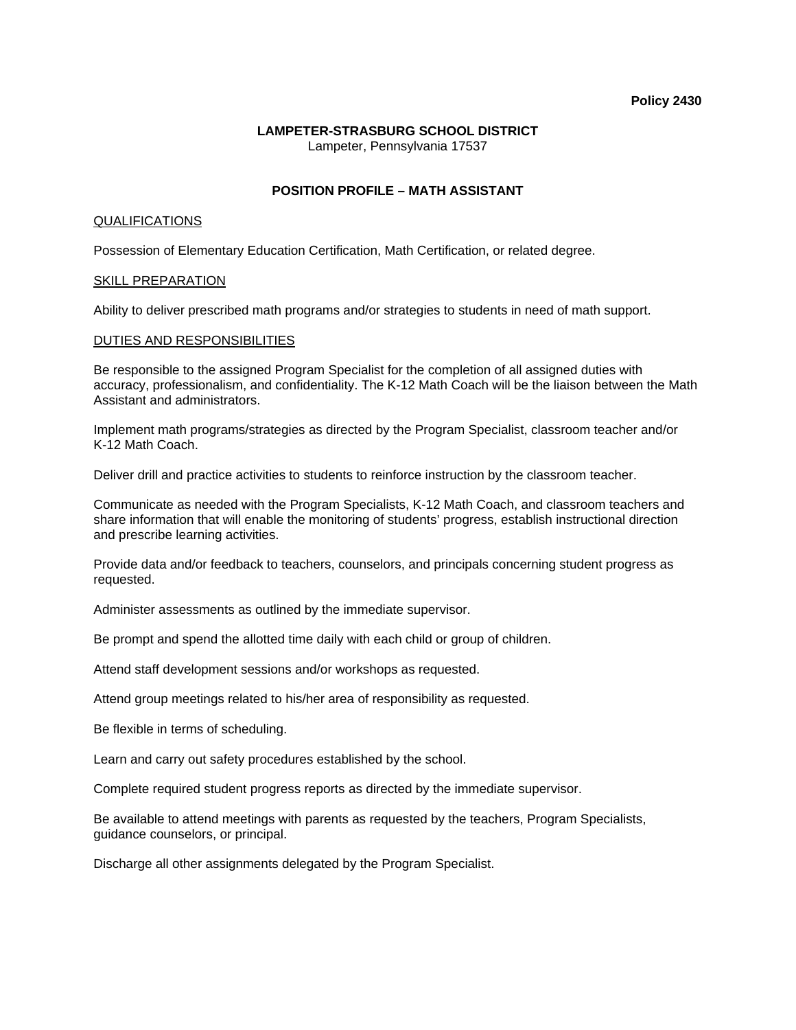**Policy 2430**

**LAMPETER-STRASBURG SCHOOL DISTRICT**
Lampeter, Pennsylvania 17537

# POSITION PROFILE – MATH ASSISTANT

## QUALIFICATIONS

Possession of Elementary Education Certification, Math Certification, or related degree.

## SKILL PREPARATION

Ability to deliver prescribed math programs and/or strategies to students in need of math support.

## DUTIES AND RESPONSIBILITIES

Be responsible to the assigned Program Specialist for the completion of all assigned duties with accuracy, professionalism, and confidentiality. The K-12 Math Coach will be the liaison between the Math Assistant and administrators.

Implement math programs/strategies as directed by the Program Specialist, classroom teacher and/or K-12 Math Coach.

Deliver drill and practice activities to students to reinforce instruction by the classroom teacher.

Communicate as needed with the Program Specialists, K-12 Math Coach, and classroom teachers and share information that will enable the monitoring of students' progress, establish instructional direction and prescribe learning activities.

Provide data and/or feedback to teachers, counselors, and principals concerning student progress as requested.

Administer assessments as outlined by the immediate supervisor.

Be prompt and spend the allotted time daily with each child or group of children.

Attend staff development sessions and/or workshops as requested.

Attend group meetings related to his/her area of responsibility as requested.

Be flexible in terms of scheduling.

Learn and carry out safety procedures established by the school.

Complete required student progress reports as directed by the immediate supervisor.

Be available to attend meetings with parents as requested by the teachers, Program Specialists, guidance counselors, or principal.

Discharge all other assignments delegated by the Program Specialist.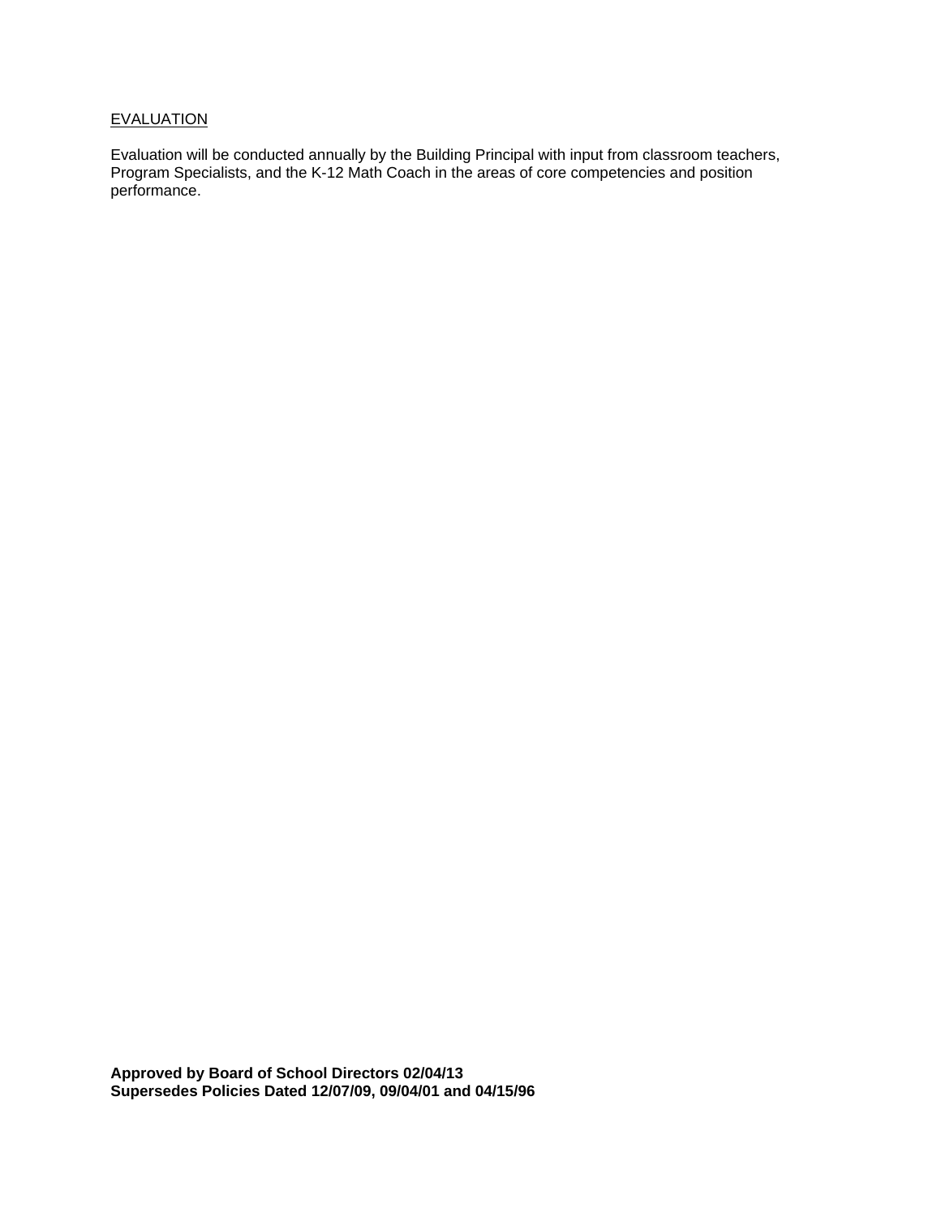EVALUATION

Evaluation will be conducted annually by the Building Principal with input from classroom teachers, Program Specialists, and the K-12 Math Coach in the areas of core competencies and position performance.

**Approved by Board of School Directors 02/04/13**
**Supersedes Policies Dated 12/07/09, 09/04/01 and 04/15/96**